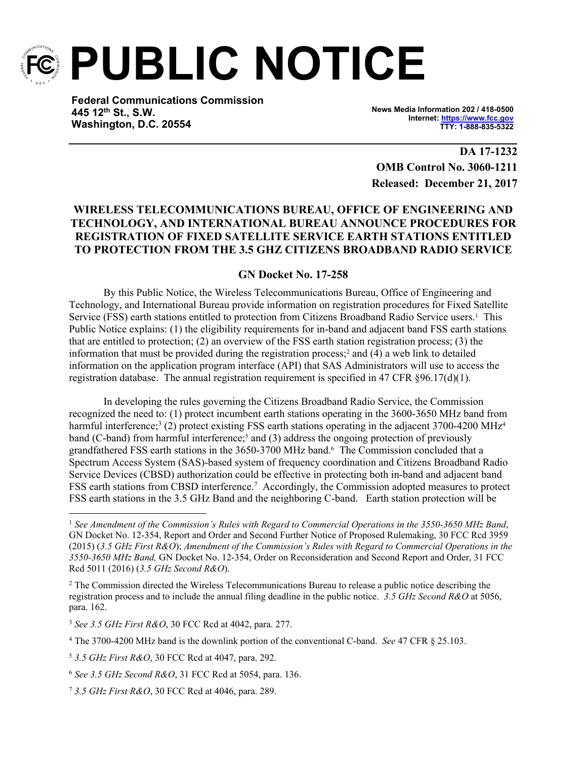# PUBLIC NOTICE

**Federal Communications Commission**
**445 12th St., S.W.**
**Washington, D.C. 20554**

**News Media Information 202 / 418-0500**
**Internet: https://www.fcc.gov**
**TTY: 1-888-835-5322**

**DA 17-1232**
**OMB Control No. 3060-1211**
**Released: December 21, 2017**

## WIRELESS TELECOMMUNICATIONS BUREAU, OFFICE OF ENGINEERING AND TECHNOLOGY, AND INTERNATIONAL BUREAU ANNOUNCE PROCEDURES FOR REGISTRATION OF FIXED SATELLITE SERVICE EARTH STATIONS ENTITLED TO PROTECTION FROM THE 3.5 GHZ CITIZENS BROADBAND RADIO SERVICE

### GN Docket No. 17-258

By this Public Notice, the Wireless Telecommunications Bureau, Office of Engineering and Technology, and International Bureau provide information on registration procedures for Fixed Satellite Service (FSS) earth stations entitled to protection from Citizens Broadband Radio Service users.[1] This Public Notice explains: (1) the eligibility requirements for in-band and adjacent band FSS earth stations that are entitled to protection; (2) an overview of the FSS earth station registration process; (3) the information that must be provided during the registration process;[2] and (4) a web link to detailed information on the application program interface (API) that SAS Administrators will use to access the registration database. The annual registration requirement is specified in 47 CFR §96.17(d)(1).

In developing the rules governing the Citizens Broadband Radio Service, the Commission recognized the need to: (1) protect incumbent earth stations operating in the 3600-3650 MHz band from harmful interference;[3] (2) protect existing FSS earth stations operating in the adjacent 3700-4200 MHz[4] band (C-band) from harmful interference;[5] and (3) address the ongoing protection of previously grandfathered FSS earth stations in the 3650-3700 MHz band.[6] The Commission concluded that a Spectrum Access System (SAS)-based system of frequency coordination and Citizens Broadband Radio Service Devices (CBSD) authorization could be effective in protecting both in-band and adjacent band FSS earth stations from CBSD interference.[7] Accordingly, the Commission adopted measures to protect FSS earth stations in the 3.5 GHz Band and the neighboring C-band. Earth station protection will be

---

[1] *See Amendment of the Commission's Rules with Regard to Commercial Operations in the 3550-3650 MHz Band*, GN Docket No. 12-354, Report and Order and Second Further Notice of Proposed Rulemaking, 30 FCC Rcd 3959 (2015) (*3.5 GHz First R&O*); *Amendment of the Commission's Rules with Regard to Commercial Operations in the 3550-3650 MHz Band,* GN Docket No. 12-354, Order on Reconsideration and Second Report and Order, 31 FCC Rcd 5011 (2016) (*3.5 GHz Second R&O*).

[2] The Commission directed the Wireless Telecommunications Bureau to release a public notice describing the registration process and to include the annual filing deadline in the public notice. *3.5 GHz Second R&O* at 5056, para. 162.

[3] *See 3.5 GHz First R&O*, 30 FCC Rcd at 4042, para. 277.

[4] The 3700-4200 MHz band is the downlink portion of the conventional C-band. *See* 47 CFR § 25.103.

[5] *3.5 GHz First R&O*, 30 FCC Rcd at 4047, para. 292.

[6] *See 3.5 GHz Second R&O*, 31 FCC Rcd at 5054, para. 136.

[7] *3.5 GHz First R&O*, 30 FCC Rcd at 4046, para. 289.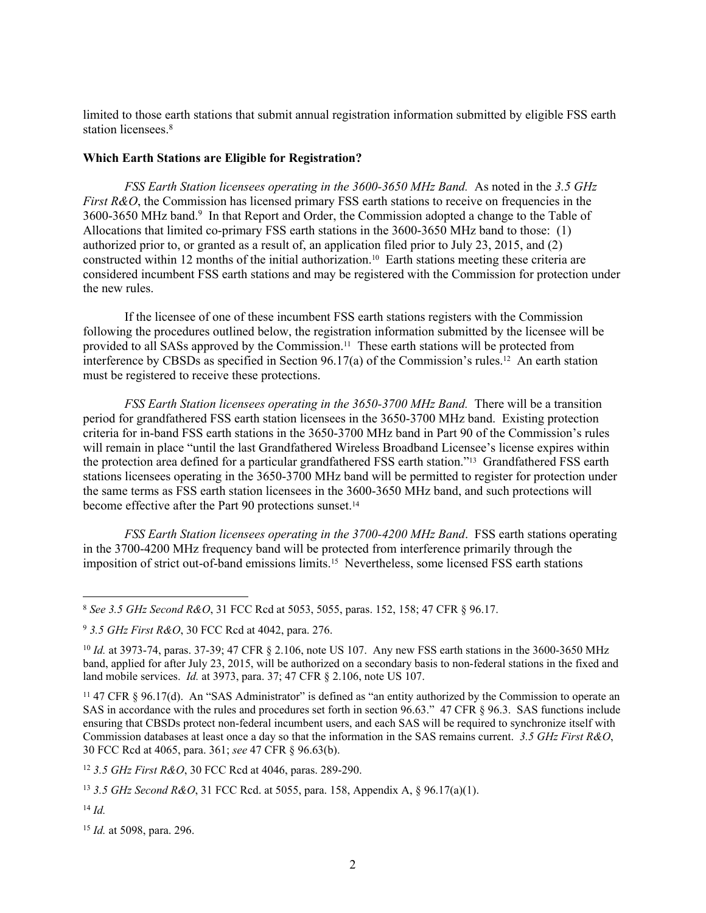limited to those earth stations that submit annual registration information submitted by eligible FSS earth station licensees.[8]

**Which Earth Stations are Eligible for Registration?**

*FSS Earth Station licensees operating in the 3600-3650 MHz Band.* As noted in the *3.5 GHz First R&O*, the Commission has licensed primary FSS earth stations to receive on frequencies in the 3600-3650 MHz band.[9] In that Report and Order, the Commission adopted a change to the Table of Allocations that limited co-primary FSS earth stations in the 3600-3650 MHz band to those: (1) authorized prior to, or granted as a result of, an application filed prior to July 23, 2015, and (2) constructed within 12 months of the initial authorization.[10] Earth stations meeting these criteria are considered incumbent FSS earth stations and may be registered with the Commission for protection under the new rules.

If the licensee of one of these incumbent FSS earth stations registers with the Commission following the procedures outlined below, the registration information submitted by the licensee will be provided to all SASs approved by the Commission.[11] These earth stations will be protected from interference by CBSDs as specified in Section 96.17(a) of the Commission's rules.[12] An earth station must be registered to receive these protections.

*FSS Earth Station licensees operating in the 3650-3700 MHz Band.* There will be a transition period for grandfathered FSS earth station licensees in the 3650-3700 MHz band. Existing protection criteria for in-band FSS earth stations in the 3650-3700 MHz band in Part 90 of the Commission's rules will remain in place "until the last Grandfathered Wireless Broadband Licensee's license expires within the protection area defined for a particular grandfathered FSS earth station."[13] Grandfathered FSS earth stations licensees operating in the 3650-3700 MHz band will be permitted to register for protection under the same terms as FSS earth station licensees in the 3600-3650 MHz band, and such protections will become effective after the Part 90 protections sunset.[14]

*FSS Earth Station licensees operating in the 3700-4200 MHz Band*. FSS earth stations operating in the 3700-4200 MHz frequency band will be protected from interference primarily through the imposition of strict out-of-band emissions limits.[15] Nevertheless, some licensed FSS earth stations

---

[8] *See 3.5 GHz Second R&O*, 31 FCC Rcd at 5053, 5055, paras. 152, 158; 47 CFR § 96.17.

[9] *3.5 GHz First R&O*, 30 FCC Rcd at 4042, para. 276.

[10] *Id.* at 3973-74, paras. 37-39; 47 CFR § 2.106, note US 107. Any new FSS earth stations in the 3600-3650 MHz band, applied for after July 23, 2015, will be authorized on a secondary basis to non-federal stations in the fixed and land mobile services. *Id.* at 3973, para. 37; 47 CFR § 2.106, note US 107.

[11] 47 CFR § 96.17(d). An "SAS Administrator" is defined as "an entity authorized by the Commission to operate an SAS in accordance with the rules and procedures set forth in section 96.63." 47 CFR § 96.3. SAS functions include ensuring that CBSDs protect non-federal incumbent users, and each SAS will be required to synchronize itself with Commission databases at least once a day so that the information in the SAS remains current. *3.5 GHz First R&O*, 30 FCC Rcd at 4065, para. 361; *see* 47 CFR § 96.63(b).

[12] *3.5 GHz First R&O*, 30 FCC Rcd at 4046, paras. 289-290.

[13] *3.5 GHz Second R&O*, 31 FCC Rcd. at 5055, para. 158, Appendix A, § 96.17(a)(1).

[14] *Id.*

[15] *Id.* at 5098, para. 296.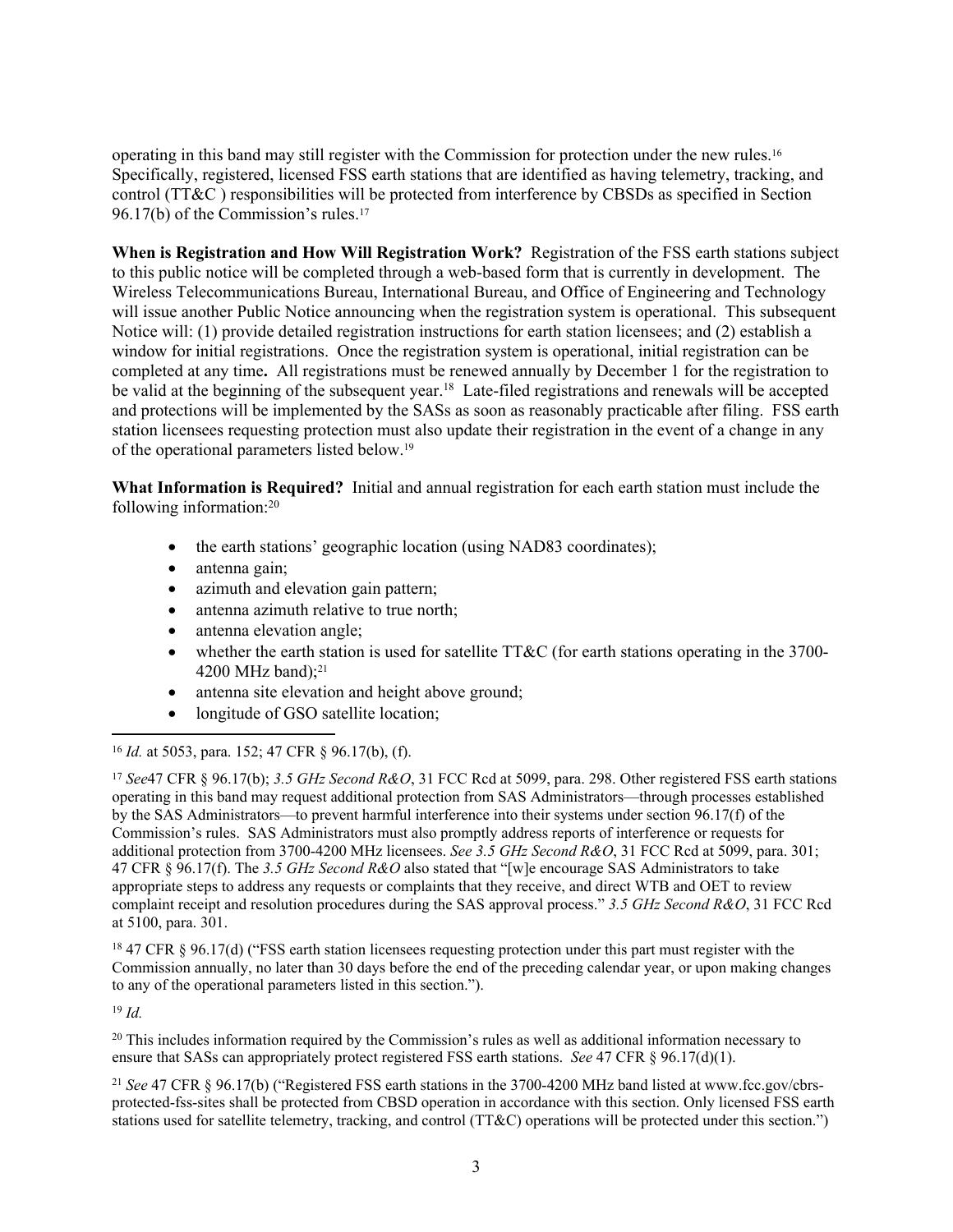operating in this band may still register with the Commission for protection under the new rules.[16] Specifically, registered, licensed FSS earth stations that are identified as having telemetry, tracking, and control (TT&C ) responsibilities will be protected from interference by CBSDs as specified in Section 96.17(b) of the Commission's rules.[17]

**When is Registration and How Will Registration Work?** Registration of the FSS earth stations subject to this public notice will be completed through a web-based form that is currently in development. The Wireless Telecommunications Bureau, International Bureau, and Office of Engineering and Technology will issue another Public Notice announcing when the registration system is operational. This subsequent Notice will: (1) provide detailed registration instructions for earth station licensees; and (2) establish a window for initial registrations. Once the registration system is operational, initial registration can be completed at any time**.** All registrations must be renewed annually by December 1 for the registration to be valid at the beginning of the subsequent year.[18] Late-filed registrations and renewals will be accepted and protections will be implemented by the SASs as soon as reasonably practicable after filing. FSS earth station licensees requesting protection must also update their registration in the event of a change in any of the operational parameters listed below.[19]

**What Information is Required?** Initial and annual registration for each earth station must include the following information:[20]

- the earth stations' geographic location (using NAD83 coordinates);
- antenna gain;
- azimuth and elevation gain pattern;
- antenna azimuth relative to true north;
- antenna elevation angle;
- whether the earth station is used for satellite TT&C (for earth stations operating in the 3700-4200 MHz band);[21]
- antenna site elevation and height above ground;
- longitude of GSO satellite location;

---

[16] *Id.* at 5053, para. 152; 47 CFR § 96.17(b), (f).

[17] *See*47 CFR § 96.17(b); *3.5 GHz Second R&O*, 31 FCC Rcd at 5099, para. 298. Other registered FSS earth stations operating in this band may request additional protection from SAS Administrators—through processes established by the SAS Administrators—to prevent harmful interference into their systems under section 96.17(f) of the Commission's rules. SAS Administrators must also promptly address reports of interference or requests for additional protection from 3700-4200 MHz licensees. *See 3.5 GHz Second R&O*, 31 FCC Rcd at 5099, para. 301; 47 CFR § 96.17(f). The *3.5 GHz Second R&O* also stated that "[w]e encourage SAS Administrators to take appropriate steps to address any requests or complaints that they receive, and direct WTB and OET to review complaint receipt and resolution procedures during the SAS approval process." *3.5 GHz Second R&O*, 31 FCC Rcd at 5100, para. 301.

[18] 47 CFR § 96.17(d) ("FSS earth station licensees requesting protection under this part must register with the Commission annually, no later than 30 days before the end of the preceding calendar year, or upon making changes to any of the operational parameters listed in this section.").

[19] *Id.*

[20] This includes information required by the Commission's rules as well as additional information necessary to ensure that SASs can appropriately protect registered FSS earth stations. *See* 47 CFR § 96.17(d)(1).

[21] *See* 47 CFR § 96.17(b) ("Registered FSS earth stations in the 3700-4200 MHz band listed at www.fcc.gov/cbrs-protected-fss-sites shall be protected from CBSD operation in accordance with this section. Only licensed FSS earth stations used for satellite telemetry, tracking, and control (TT&C) operations will be protected under this section.")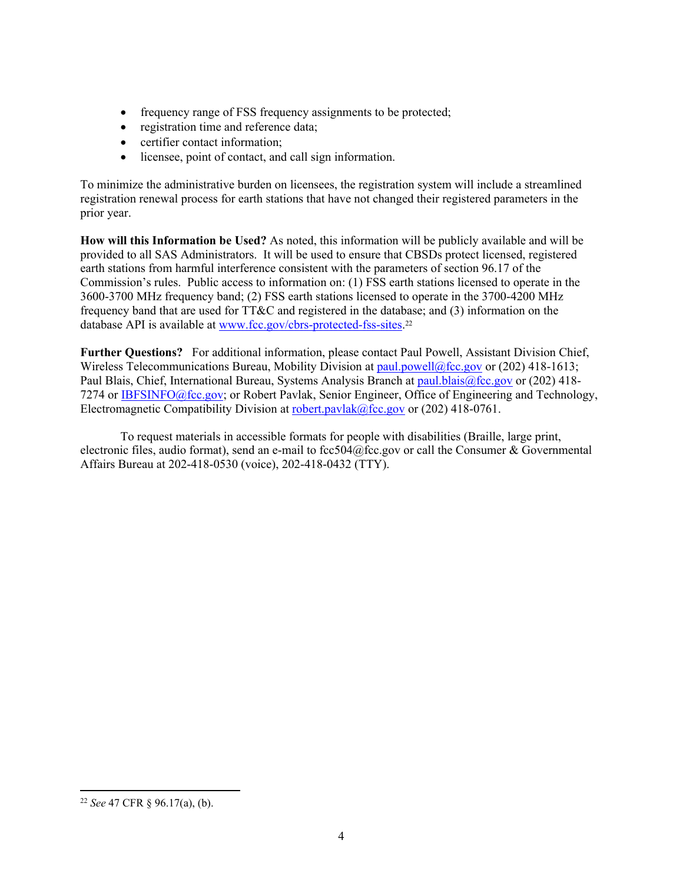- frequency range of FSS frequency assignments to be protected;
- registration time and reference data;
- certifier contact information;
- licensee, point of contact, and call sign information.

To minimize the administrative burden on licensees, the registration system will include a streamlined registration renewal process for earth stations that have not changed their registered parameters in the prior year.

**How will this Information be Used?** As noted, this information will be publicly available and will be provided to all SAS Administrators. It will be used to ensure that CBSDs protect licensed, registered earth stations from harmful interference consistent with the parameters of section 96.17 of the Commission's rules. Public access to information on: (1) FSS earth stations licensed to operate in the 3600-3700 MHz frequency band; (2) FSS earth stations licensed to operate in the 3700-4200 MHz frequency band that are used for TT&C and registered in the database; and (3) information on the database API is available at www.fcc.gov/cbrs-protected-fss-sites.[22]

**Further Questions?** For additional information, please contact Paul Powell, Assistant Division Chief, Wireless Telecommunications Bureau, Mobility Division at paul.powell@fcc.gov or (202) 418-1613; Paul Blais, Chief, International Bureau, Systems Analysis Branch at paul.blais@fcc.gov or (202) 418-7274 or IBFSINFO@fcc.gov; or Robert Pavlak, Senior Engineer, Office of Engineering and Technology, Electromagnetic Compatibility Division at robert.pavlak@fcc.gov or (202) 418-0761.

To request materials in accessible formats for people with disabilities (Braille, large print, electronic files, audio format), send an e-mail to fcc504@fcc.gov or call the Consumer & Governmental Affairs Bureau at 202-418-0530 (voice), 202-418-0432 (TTY).

---

[22] *See* 47 CFR § 96.17(a), (b).